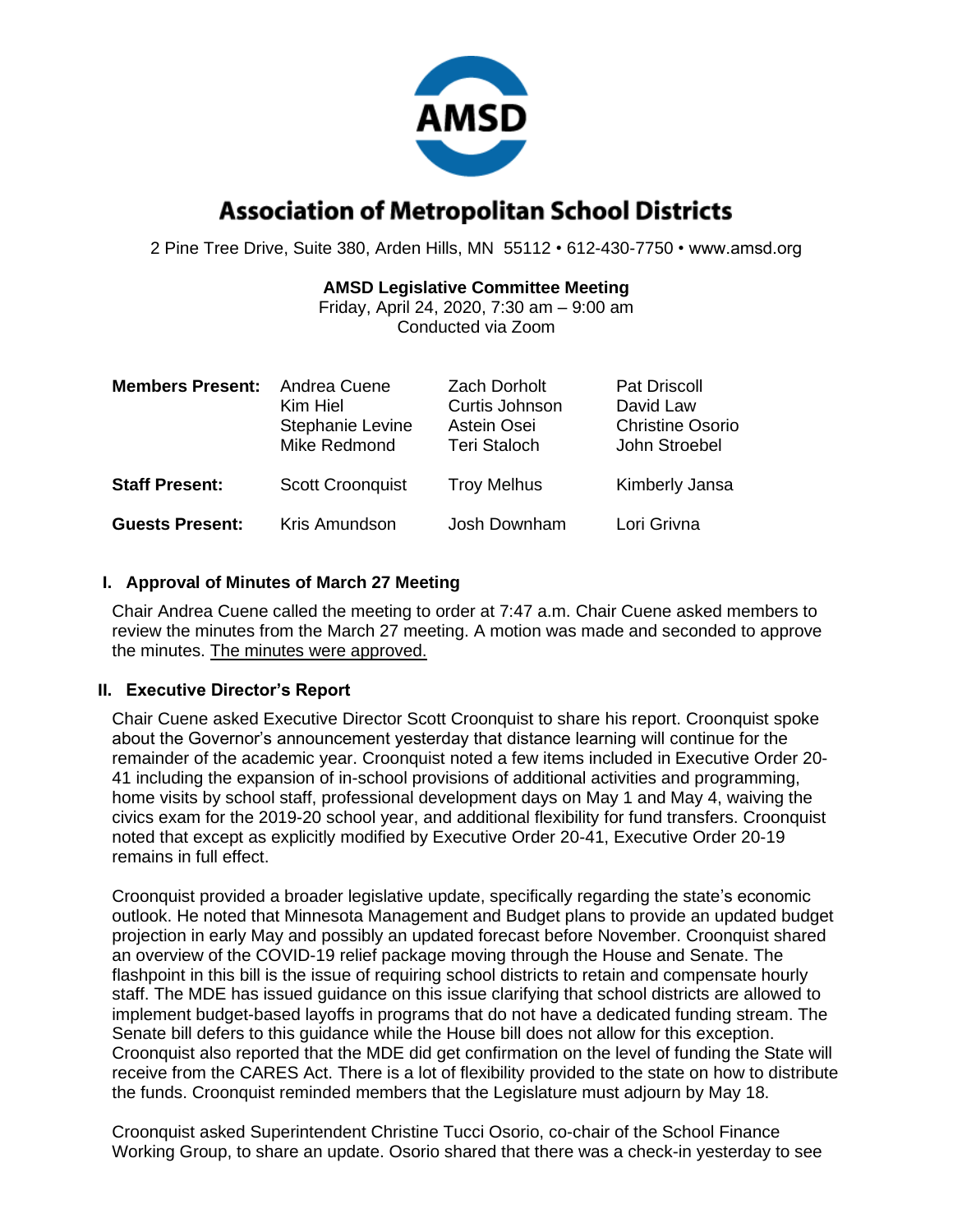# Association of Metropolitan School Districts

2 Pine Tree Drive, Suite 380, Arden Hills, MN 55112 • 612-430-7750 • www.amsd.org

**AMSD Legislative Committee Meeting**
Friday, April 24, 2020, 7:30 am – 9:00 am
Conducted via Zoom

| | | | |
|---|---|---|---|
| **Members Present:** | Andrea Cuene | Zach Dorholt | Pat Driscoll |
| | Kim Hiel | Curtis Johnson | David Law |
| | Stephanie Levine | Astein Osei | Christine Osorio |
| | Mike Redmond | Teri Staloch | John Stroebel |
| **Staff Present:** | Scott Croonquist | Troy Melhus | Kimberly Jansa |
| **Guests Present:** | Kris Amundson | Josh Downham | Lori Grivna |

## I. Approval of Minutes of March 27 Meeting

Chair Andrea Cuene called the meeting to order at 7:47 a.m. Chair Cuene asked members to review the minutes from the March 27 meeting. A motion was made and seconded to approve the minutes. The minutes were approved.

## II. Executive Director's Report

Chair Cuene asked Executive Director Scott Croonquist to share his report. Croonquist spoke about the Governor's announcement yesterday that distance learning will continue for the remainder of the academic year. Croonquist noted a few items included in Executive Order 20-41 including the expansion of in-school provisions of additional activities and programming, home visits by school staff, professional development days on May 1 and May 4, waiving the civics exam for the 2019-20 school year, and additional flexibility for fund transfers. Croonquist noted that except as explicitly modified by Executive Order 20-41, Executive Order 20-19 remains in full effect.

Croonquist provided a broader legislative update, specifically regarding the state's economic outlook. He noted that Minnesota Management and Budget plans to provide an updated budget projection in early May and possibly an updated forecast before November. Croonquist shared an overview of the COVID-19 relief package moving through the House and Senate. The flashpoint in this bill is the issue of requiring school districts to retain and compensate hourly staff. The MDE has issued guidance on this issue clarifying that school districts are allowed to implement budget-based layoffs in programs that do not have a dedicated funding stream. The Senate bill defers to this guidance while the House bill does not allow for this exception. Croonquist also reported that the MDE did get confirmation on the level of funding the State will receive from the CARES Act. There is a lot of flexibility provided to the state on how to distribute the funds. Croonquist reminded members that the Legislature must adjourn by May 18.

Croonquist asked Superintendent Christine Tucci Osorio, co-chair of the School Finance Working Group, to share an update. Osorio shared that there was a check-in yesterday to see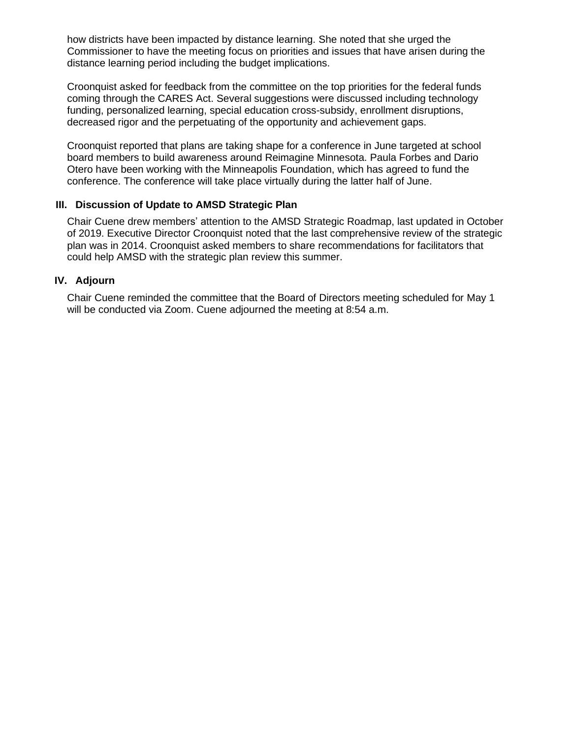how districts have been impacted by distance learning. She noted that she urged the Commissioner to have the meeting focus on priorities and issues that have arisen during the distance learning period including the budget implications.

Croonquist asked for feedback from the committee on the top priorities for the federal funds coming through the CARES Act. Several suggestions were discussed including technology funding, personalized learning, special education cross-subsidy, enrollment disruptions, decreased rigor and the perpetuating of the opportunity and achievement gaps.

Croonquist reported that plans are taking shape for a conference in June targeted at school board members to build awareness around Reimagine Minnesota. Paula Forbes and Dario Otero have been working with the Minneapolis Foundation, which has agreed to fund the conference. The conference will take place virtually during the latter half of June.

**III. Discussion of Update to AMSD Strategic Plan**

Chair Cuene drew members' attention to the AMSD Strategic Roadmap, last updated in October of 2019. Executive Director Croonquist noted that the last comprehensive review of the strategic plan was in 2014. Croonquist asked members to share recommendations for facilitators that could help AMSD with the strategic plan review this summer.

**IV. Adjourn**

Chair Cuene reminded the committee that the Board of Directors meeting scheduled for May 1 will be conducted via Zoom. Cuene adjourned the meeting at 8:54 a.m.